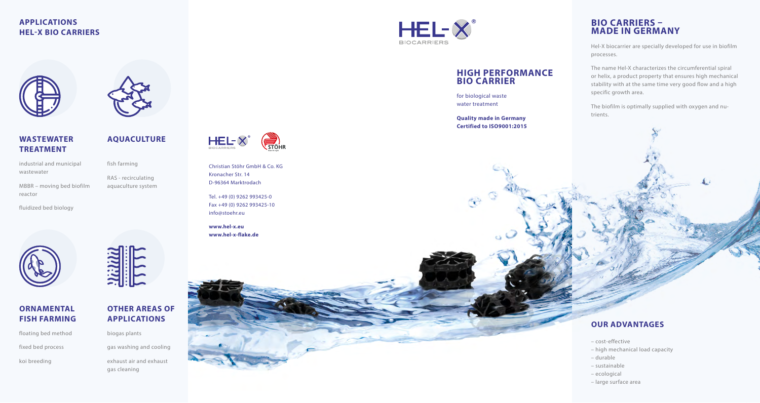## APPLICATIONS HEL-X BIO CARRIERS

### WASTEWATER TREATMENT

industrial and municipal wastewater

MBBR – moving bed biofilm reactor

fluidized bed biology

### AQUACULTURE

fish farming

RAS - recirculating aquaculture system

### ORNAMENTAL FISH FARMING

floating bed method

fixed bed process

koi breeding

### OTHER AREAS OF APPLICATIONS

biogas plants

gas washing and cooling

exhaust air and exhaust gas cleaning

Christian Stöhr GmbH & Co. KG
Kronacher Str. 14
D-96364 Marktrodach

Tel. +49 (0) 9262 993425-0
Fax +49 (0) 9262 993425-10
info@stoehr.eu

**www.hel-x.eu**
**www.hel-x-flake.de**

HEL-X® BIOCARRIERS

## HIGH PERFORMANCE BIO CARRIER

for biological waste water treatment

**Quality made in Germany**
**Certified to ISO9001:2015**

## BIO CARRIERS – MADE IN GERMANY

Hel-X biocarrier are specially developed for use in biofilm processes.

The name Hel-X characterizes the circumferential spiral or helix, a product property that ensures high mechanical stability with at the same time very good flow and a high specific growth area.

The biofilm is optimally supplied with oxygen and nutrients.

## OUR ADVANTAGES

- cost-effective
- high mechanical load capacity
- durable
- sustainable
- ecological
- large surface area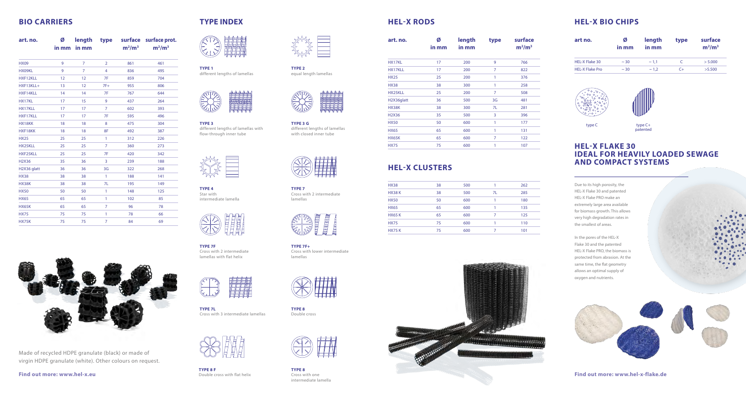## BIO CARRIERS

| art. no. | Ø in mm | length in mm | type | surface $m^2/m^3$ | surface prot. $m^2/m^3$ |
|---|---|---|---|---|---|
| HX09 | 9 | 7 | 2 | 861 | 461 |
| HX09KL | 9 | 7 | 4 | 836 | 495 |
| HXF12KLL | 12 | 12 | 7F | 859 | 704 |
| HXF13KLL+ | 13 | 12 | 7F+ | 955 | 806 |
| HXF14KLL | 14 | 14 | 7F | 767 | 644 |
| HX17KL | 17 | 15 | 9 | 437 | 264 |
| HX17KLL | 17 | 17 | 7 | 602 | 393 |
| HXF17KLL | 17 | 17 | 7F | 595 | 496 |
| HX18KK | 18 | 18 | 8 | 475 | 304 |
| HXF18KK | 18 | 18 | 8F | 492 | 387 |
| HX25 | 25 | 25 | 1 | 312 | 226 |
| HX25KLL | 25 | 25 | 7 | 360 | 273 |
| HXF25KLL | 25 | 25 | 7F | 420 | 342 |
| H2X36 | 35 | 36 | 3 | 239 | 188 |
| H2X36 glatt | 36 | 36 | 3G | 322 | 268 |
| HX38 | 38 | 38 | 1 | 188 | 141 |
| HX38K | 38 | 38 | 7L | 195 | 149 |
| HX50 | 50 | 50 | 1 | 148 | 125 |
| HX65 | 65 | 65 | 1 | 102 | 85 |
| HX65K | 65 | 65 | 7 | 96 | 78 |
| HX75 | 75 | 75 | 1 | 78 | 66 |
| HX75K | 75 | 75 | 7 | 84 | 69 |

Made of recycled HDPE granulate (black) or made of virgin HDPE granulate (white). Other colours on request.

**Find out more: www.hel-x.eu**

## TYPE INDEX

**TYPE 1**
different lengths of lamellas

**TYPE 2**
equal length lamellas

**TYPE 3**
different lengths of lamellas with flow-through inner tube

**TYPE 3 G**
different lengths of lamellas with closed inner tube

**TYPE 4**
Star with intermediate lamella

**TYPE 7**
Cross with 2 intermediate lamellas

**TYPE 7F**
Cross with 2 intermediate lamellas with flat helix

**TYPE 7F+**
Cross with lower intermediate lamellas

**TYPE 7L**
Cross with 3 intermediate lamellas

**TYPE 8**
Double cross

**TYPE 8 F**
Double cross with flat helix

**TYPE 8**
Cross with one intermediate lamella

## HEL-X RODS

| art. no. | Ø in mm | length in mm | type | surface $m^2/m^3$ |
|---|---|---|---|---|
| HX17KL | 17 | 200 | 9 | 766 |
| HX17KLL | 17 | 200 | 7 | 822 |
| HX25 | 25 | 200 | 1 | 376 |
| HX38 | 38 | 300 | 1 | 258 |
| HX25KLL | 25 | 200 | 7 | 508 |
| H2X36glatt | 36 | 500 | 3G | 481 |
| HX38K | 38 | 300 | 7L | 281 |
| H2X36 | 35 | 500 | 3 | 396 |
| HX50 | 50 | 600 | 1 | 177 |
| HX65 | 65 | 600 | 1 | 131 |
| HX65K | 65 | 600 | 7 | 122 |
| HX75 | 75 | 600 | 1 | 107 |

## HEL-X CLUSTERS

| | | | | |
|---|---|---|---|---|
| HX38 | 38 | 500 | 1 | 262 |
| HX38 K | 38 | 500 | 7L | 285 |
| HX50 | 50 | 600 | 1 | 180 |
| HX65 | 65 | 600 | 1 | 135 |
| HX65 K | 65 | 600 | 7 | 125 |
| HX75 | 75 | 600 | 1 | 110 |
| HX75 K | 75 | 600 | 7 | 101 |

## HEL-X BIO CHIPS

| art no. | Ø in mm | length in mm | type | surface $m^2/m^3$ |
|---|---|---|---|---|
| HEL-X Flake 30 | ~ 30 | ~ 1,1 | C | > 5.000 |
| HEL-X Flake Pro | ~ 30 | ~ 1,2 | C+ | >5.500 |

type C

type C+
patented

## HEL-X FLAKE 30 IDEAL FOR HEAVILY LOADED SEWAGE AND COMPACT SYSTEMS

Due to its high porosity, the HEL-X Flake 30 and patented HEL-X Flake PRO make an extremely large area available for biomass growth. This allows very high degradation rates in the smallest of areas.

In the pores of the HEL-X Flake 30 and the patented HEL-X Flake PRO, the biomass is protected from abrasion. At the same time, the flat geometry allows an optimal supply of oxygen and nutrients.

**Find out more: www.hel-x-flake.de**